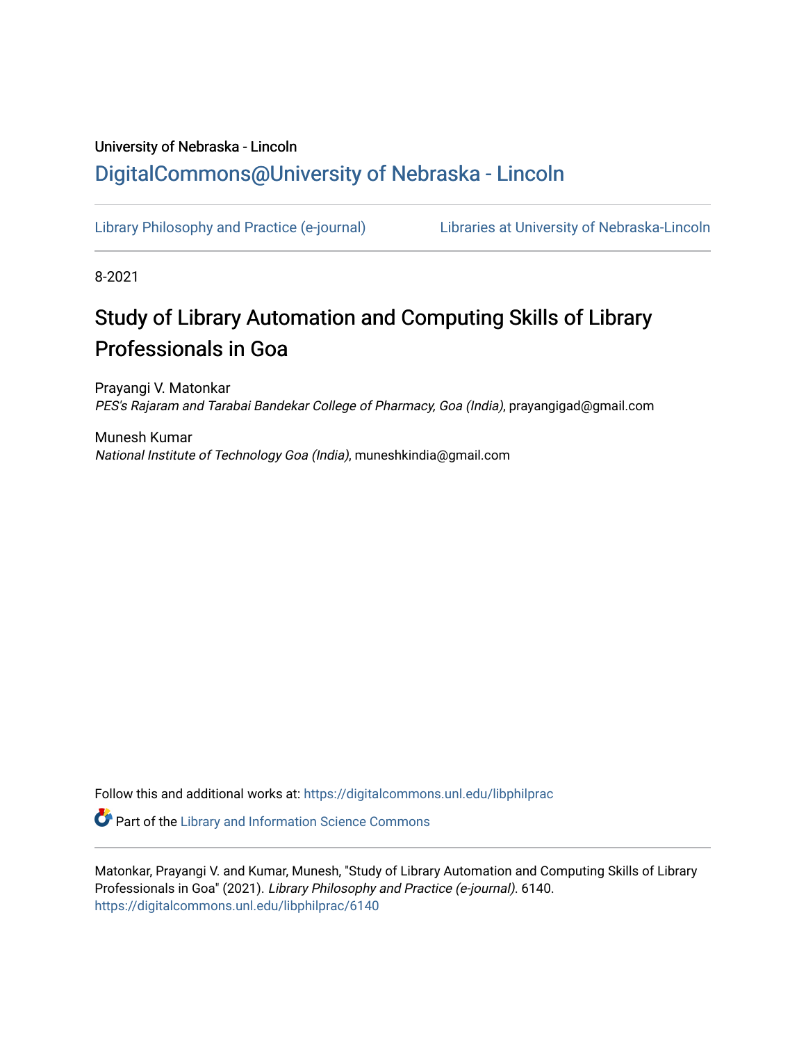University of Nebraska - Lincoln

## DigitalCommons@University of Nebraska - Lincoln

Library Philosophy and Practice (e-journal)    Libraries at University of Nebraska-Lincoln

8-2021

# Study of Library Automation and Computing Skills of Library Professionals in Goa

Prayangi V. Matonkar
*PES's Rajaram and Tarabai Bandekar College of Pharmacy, Goa (India)*, prayangigad@gmail.com

Munesh Kumar
*National Institute of Technology Goa (India)*, muneshkindia@gmail.com

Follow this and additional works at: https://digitalcommons.unl.edu/libphilprac

Part of the Library and Information Science Commons

Matonkar, Prayangi V. and Kumar, Munesh, "Study of Library Automation and Computing Skills of Library Professionals in Goa" (2021). *Library Philosophy and Practice (e-journal)*. 6140.
https://digitalcommons.unl.edu/libphilprac/6140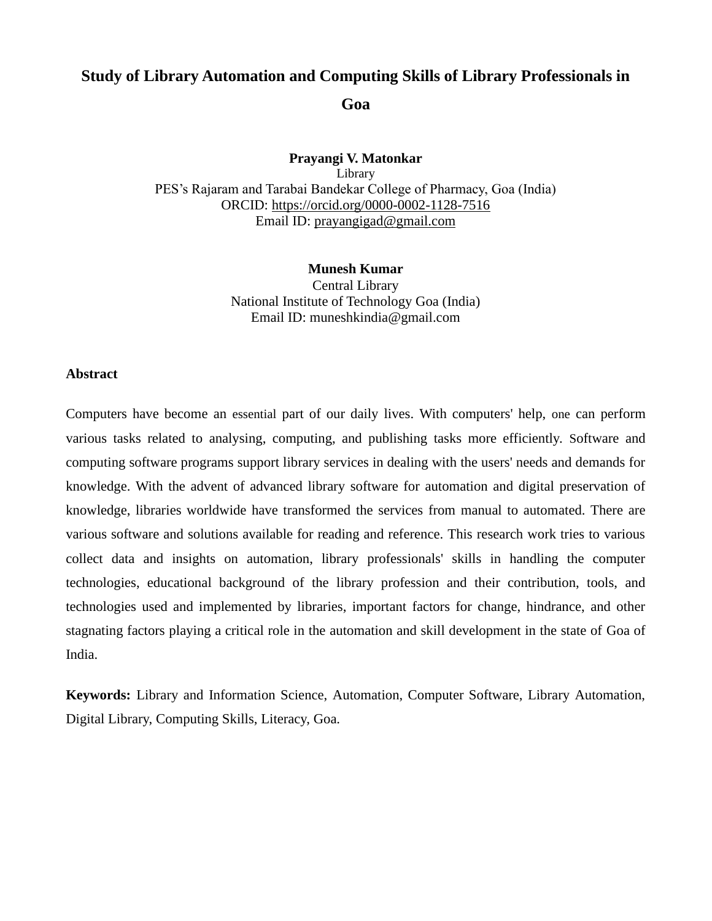# Study of Library Automation and Computing Skills of Library Professionals in Goa

**Prayangi V. Matonkar**
Library
PES's Rajaram and Tarabai Bandekar College of Pharmacy, Goa (India)
ORCID: https://orcid.org/0000-0002-1128-7516
Email ID: prayangigad@gmail.com

**Munesh Kumar**
Central Library
National Institute of Technology Goa (India)
Email ID: muneshkindia@gmail.com

**Abstract**

Computers have become an essential part of our daily lives. With computers' help, one can perform various tasks related to analysing, computing, and publishing tasks more efficiently. Software and computing software programs support library services in dealing with the users' needs and demands for knowledge. With the advent of advanced library software for automation and digital preservation of knowledge, libraries worldwide have transformed the services from manual to automated. There are various software and solutions available for reading and reference. This research work tries to various collect data and insights on automation, library professionals' skills in handling the computer technologies, educational background of the library profession and their contribution, tools, and technologies used and implemented by libraries, important factors for change, hindrance, and other stagnating factors playing a critical role in the automation and skill development in the state of Goa of India.

**Keywords:** Library and Information Science, Automation, Computer Software, Library Automation, Digital Library, Computing Skills, Literacy, Goa.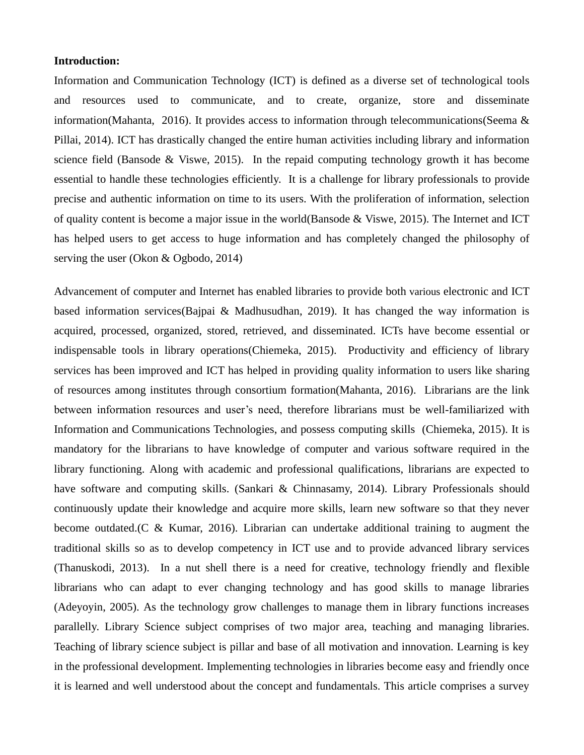**Introduction:**

Information and Communication Technology (ICT) is defined as a diverse set of technological tools and resources used to communicate, and to create, organize, store and disseminate information(Mahanta, 2016). It provides access to information through telecommunications(Seema & Pillai, 2014). ICT has drastically changed the entire human activities including library and information science field (Bansode & Viswe, 2015). In the repaid computing technology growth it has become essential to handle these technologies efficiently. It is a challenge for library professionals to provide precise and authentic information on time to its users. With the proliferation of information, selection of quality content is become a major issue in the world(Bansode & Viswe, 2015). The Internet and ICT has helped users to get access to huge information and has completely changed the philosophy of serving the user (Okon & Ogbodo, 2014)

Advancement of computer and Internet has enabled libraries to provide both various electronic and ICT based information services(Bajpai & Madhusudhan, 2019). It has changed the way information is acquired, processed, organized, stored, retrieved, and disseminated. ICTs have become essential or indispensable tools in library operations(Chiemeka, 2015). Productivity and efficiency of library services has been improved and ICT has helped in providing quality information to users like sharing of resources among institutes through consortium formation(Mahanta, 2016). Librarians are the link between information resources and user's need, therefore librarians must be well-familiarized with Information and Communications Technologies, and possess computing skills (Chiemeka, 2015). It is mandatory for the librarians to have knowledge of computer and various software required in the library functioning. Along with academic and professional qualifications, librarians are expected to have software and computing skills. (Sankari & Chinnasamy, 2014). Library Professionals should continuously update their knowledge and acquire more skills, learn new software so that they never become outdated.(C & Kumar, 2016). Librarian can undertake additional training to augment the traditional skills so as to develop competency in ICT use and to provide advanced library services (Thanuskodi, 2013). In a nut shell there is a need for creative, technology friendly and flexible librarians who can adapt to ever changing technology and has good skills to manage libraries (Adeyoyin, 2005). As the technology grow challenges to manage them in library functions increases parallelly. Library Science subject comprises of two major area, teaching and managing libraries. Teaching of library science subject is pillar and base of all motivation and innovation. Learning is key in the professional development. Implementing technologies in libraries become easy and friendly once it is learned and well understood about the concept and fundamentals. This article comprises a survey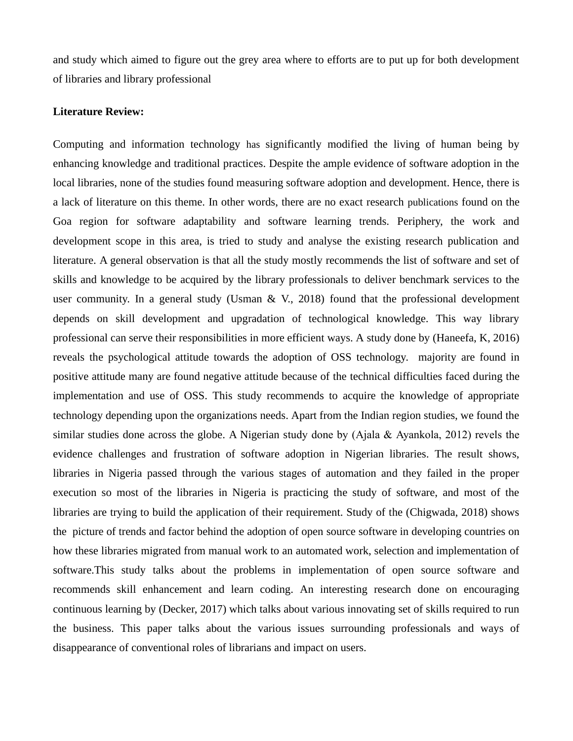and study which aimed to figure out the grey area where to efforts are to put up for both development of libraries and library professional

**Literature Review:**

Computing and information technology has significantly modified the living of human being by enhancing knowledge and traditional practices. Despite the ample evidence of software adoption in the local libraries, none of the studies found measuring software adoption and development. Hence, there is a lack of literature on this theme. In other words, there are no exact research publications found on the Goa region for software adaptability and software learning trends. Periphery, the work and development scope in this area, is tried to study and analyse the existing research publication and literature. A general observation is that all the study mostly recommends the list of software and set of skills and knowledge to be acquired by the library professionals to deliver benchmark services to the user community. In a general study (Usman & V., 2018) found that the professional development depends on skill development and upgradation of technological knowledge. This way library professional can serve their responsibilities in more efficient ways. A study done by (Haneefa, K, 2016) reveals the psychological attitude towards the adoption of OSS technology.  majority are found in positive attitude many are found negative attitude because of the technical difficulties faced during the implementation and use of OSS. This study recommends to acquire the knowledge of appropriate technology depending upon the organizations needs. Apart from the Indian region studies, we found the similar studies done across the globe. A Nigerian study done by (Ajala & Ayankola, 2012) revels the evidence challenges and frustration of software adoption in Nigerian libraries. The result shows, libraries in Nigeria passed through the various stages of automation and they failed in the proper execution so most of the libraries in Nigeria is practicing the study of software, and most of the libraries are trying to build the application of their requirement. Study of the (Chigwada, 2018) shows the  picture of trends and factor behind the adoption of open source software in developing countries on how these libraries migrated from manual work to an automated work, selection and implementation of software.This study talks about the problems in implementation of open source software and recommends skill enhancement and learn coding. An interesting research done on encouraging continuous learning by (Decker, 2017) which talks about various innovating set of skills required to run the business. This paper talks about the various issues surrounding professionals and ways of disappearance of conventional roles of librarians and impact on users.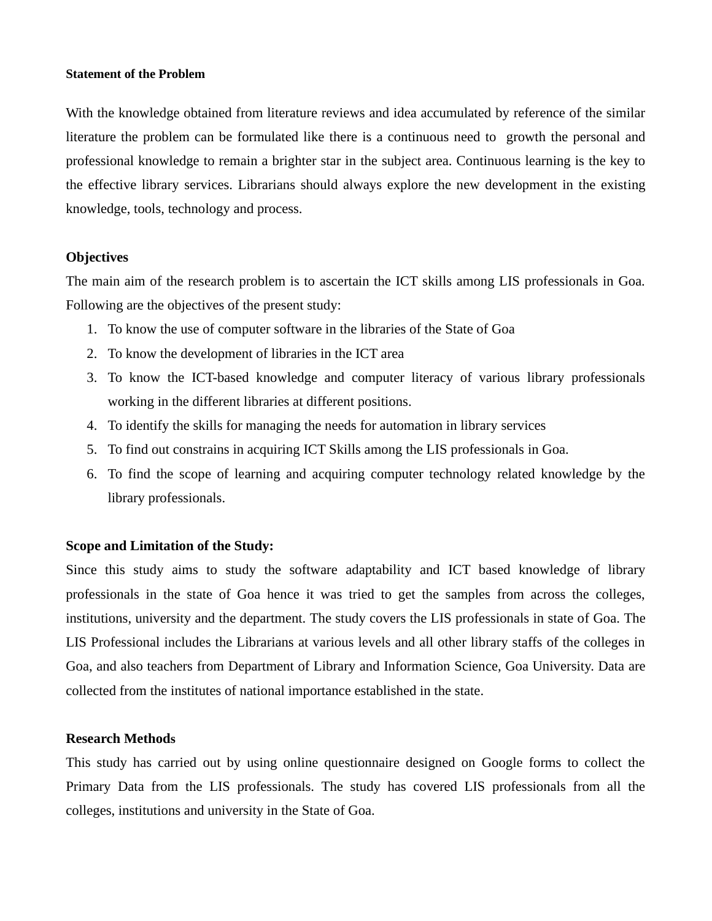**Statement of the Problem**

With the knowledge obtained from literature reviews and idea accumulated by reference of the similar literature the problem can be formulated like there is a continuous need to growth the personal and professional knowledge to remain a brighter star in the subject area. Continuous learning is the key to the effective library services. Librarians should always explore the new development in the existing knowledge, tools, technology and process.

**Objectives**

The main aim of the research problem is to ascertain the ICT skills among LIS professionals in Goa. Following are the objectives of the present study:

1. To know the use of computer software in the libraries of the State of Goa
2. To know the development of libraries in the ICT area
3. To know the ICT-based knowledge and computer literacy of various library professionals working in the different libraries at different positions.
4. To identify the skills for managing the needs for automation in library services
5. To find out constrains in acquiring ICT Skills among the LIS professionals in Goa.
6. To find the scope of learning and acquiring computer technology related knowledge by the library professionals.

**Scope and Limitation of the Study:**

Since this study aims to study the software adaptability and ICT based knowledge of library professionals in the state of Goa hence it was tried to get the samples from across the colleges, institutions, university and the department. The study covers the LIS professionals in state of Goa. The LIS Professional includes the Librarians at various levels and all other library staffs of the colleges in Goa, and also teachers from Department of Library and Information Science, Goa University. Data are collected from the institutes of national importance established in the state.

**Research Methods**

This study has carried out by using online questionnaire designed on Google forms to collect the Primary Data from the LIS professionals. The study has covered LIS professionals from all the colleges, institutions and university in the State of Goa.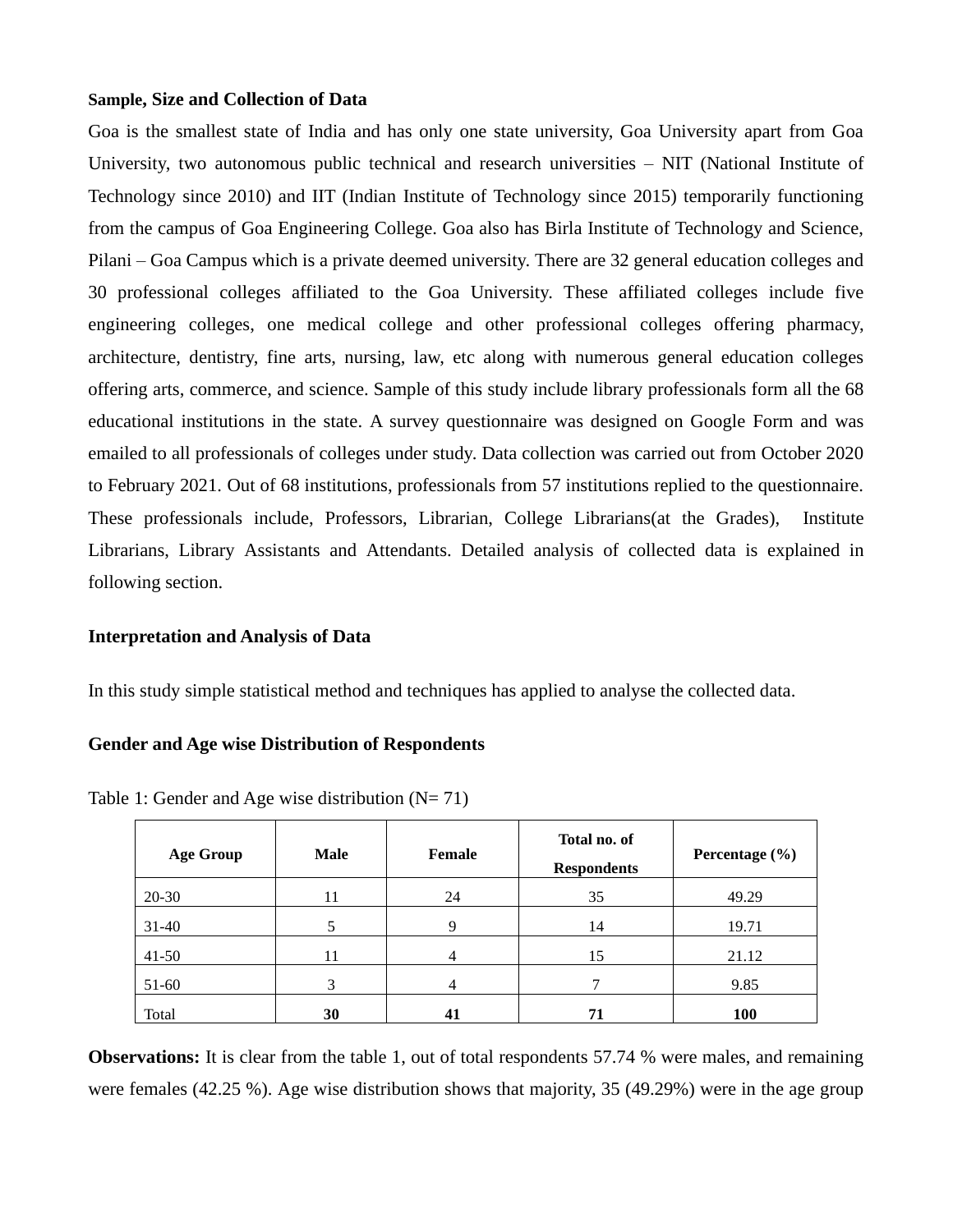**Sample, Size and Collection of Data**

Goa is the smallest state of India and has only one state university, Goa University apart from Goa University, two autonomous public technical and research universities – NIT (National Institute of Technology since 2010) and IIT (Indian Institute of Technology since 2015) temporarily functioning from the campus of Goa Engineering College. Goa also has Birla Institute of Technology and Science, Pilani – Goa Campus which is a private deemed university. There are 32 general education colleges and 30 professional colleges affiliated to the Goa University. These affiliated colleges include five engineering colleges, one medical college and other professional colleges offering pharmacy, architecture, dentistry, fine arts, nursing, law, etc along with numerous general education colleges offering arts, commerce, and science. Sample of this study include library professionals form all the 68 educational institutions in the state. A survey questionnaire was designed on Google Form and was emailed to all professionals of colleges under study. Data collection was carried out from October 2020 to February 2021. Out of 68 institutions, professionals from 57 institutions replied to the questionnaire. These professionals include, Professors, Librarian, College Librarians(at the Grades), Institute Librarians, Library Assistants and Attendants. Detailed analysis of collected data is explained in following section.

**Interpretation and Analysis of Data**

In this study simple statistical method and techniques has applied to analyse the collected data.

**Gender and Age wise Distribution of Respondents**

Table 1: Gender and Age wise distribution (N= 71)

| Age Group | Male | Female | Total no. of Respondents | Percentage (%) |
|---|---|---|---|---|
| 20-30 | 11 | 24 | 35 | 49.29 |
| 31-40 | 5 | 9 | 14 | 19.71 |
| 41-50 | 11 | 4 | 15 | 21.12 |
| 51-60 | 3 | 4 | 7 | 9.85 |
| Total | **30** | **41** | **71** | **100** |

**Observations:** It is clear from the table 1, out of total respondents 57.74 % were males, and remaining were females (42.25 %). Age wise distribution shows that majority, 35 (49.29%) were in the age group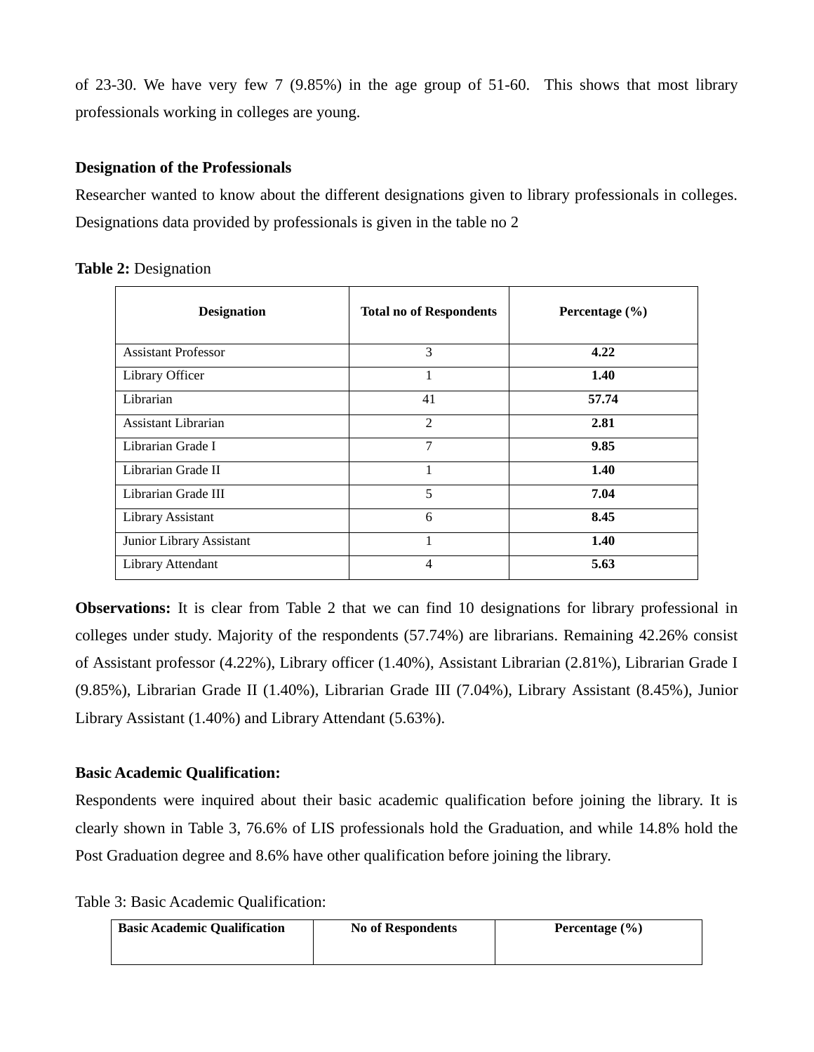of 23-30. We have very few 7 (9.85%) in the age group of 51-60. This shows that most library professionals working in colleges are young.

**Designation of the Professionals**

Researcher wanted to know about the different designations given to library professionals in colleges. Designations data provided by professionals is given in the table no 2

**Table 2:** Designation

| Designation | Total no of Respondents | Percentage (%) |
|---|---|---|
| Assistant Professor | 3 | **4.22** |
| Library Officer | 1 | **1.40** |
| Librarian | 41 | **57.74** |
| Assistant Librarian | 2 | **2.81** |
| Librarian Grade I | 7 | **9.85** |
| Librarian Grade II | 1 | **1.40** |
| Librarian Grade III | 5 | **7.04** |
| Library Assistant | 6 | **8.45** |
| Junior Library Assistant | 1 | **1.40** |
| Library Attendant | 4 | **5.63** |

**Observations:** It is clear from Table 2 that we can find 10 designations for library professional in colleges under study. Majority of the respondents (57.74%) are librarians. Remaining 42.26% consist of Assistant professor (4.22%), Library officer (1.40%), Assistant Librarian (2.81%), Librarian Grade I (9.85%), Librarian Grade II (1.40%), Librarian Grade III (7.04%), Library Assistant (8.45%), Junior Library Assistant (1.40%) and Library Attendant (5.63%).

**Basic Academic Qualification:**

Respondents were inquired about their basic academic qualification before joining the library. It is clearly shown in Table 3, 76.6% of LIS professionals hold the Graduation, and while 14.8% hold the Post Graduation degree and 8.6% have other qualification before joining the library.

Table 3: Basic Academic Qualification:

| Basic Academic Qualification | No of Respondents | Percentage (%) |
|---|---|---|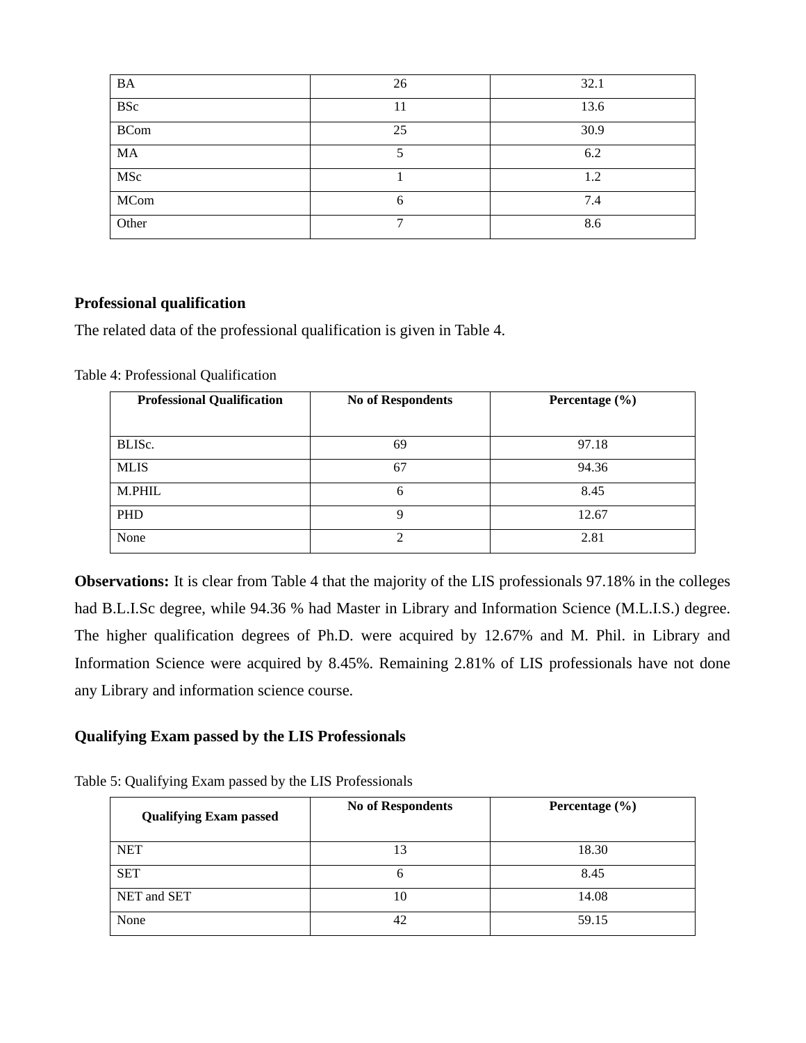| BA | 26 | 32.1 |
|---|---|---|
| BSc | 11 | 13.6 |
| BCom | 25 | 30.9 |
| MA | 5 | 6.2 |
| MSc | 1 | 1.2 |
| MCom | 6 | 7.4 |
| Other | 7 | 8.6 |

### Professional qualification

The related data of the professional qualification is given in Table 4.

Table 4: Professional Qualification

| Professional Qualification | No of Respondents | Percentage (%) |
|---|---|---|
| BLISc. | 69 | 97.18 |
| MLIS | 67 | 94.36 |
| M.PHIL | 6 | 8.45 |
| PHD | 9 | 12.67 |
| None | 2 | 2.81 |

**Observations:** It is clear from Table 4 that the majority of the LIS professionals 97.18% in the colleges had B.L.I.Sc degree, while 94.36 % had Master in Library and Information Science (M.L.I.S.) degree. The higher qualification degrees of Ph.D. were acquired by 12.67% and M. Phil. in Library and Information Science were acquired by 8.45%. Remaining 2.81% of LIS professionals have not done any Library and information science course.

### Qualifying Exam passed by the LIS Professionals

Table 5: Qualifying Exam passed by the LIS Professionals

| Qualifying Exam passed | No of Respondents | Percentage (%) |
|---|---|---|
| NET | 13 | 18.30 |
| SET | 6 | 8.45 |
| NET and SET | 10 | 14.08 |
| None | 42 | 59.15 |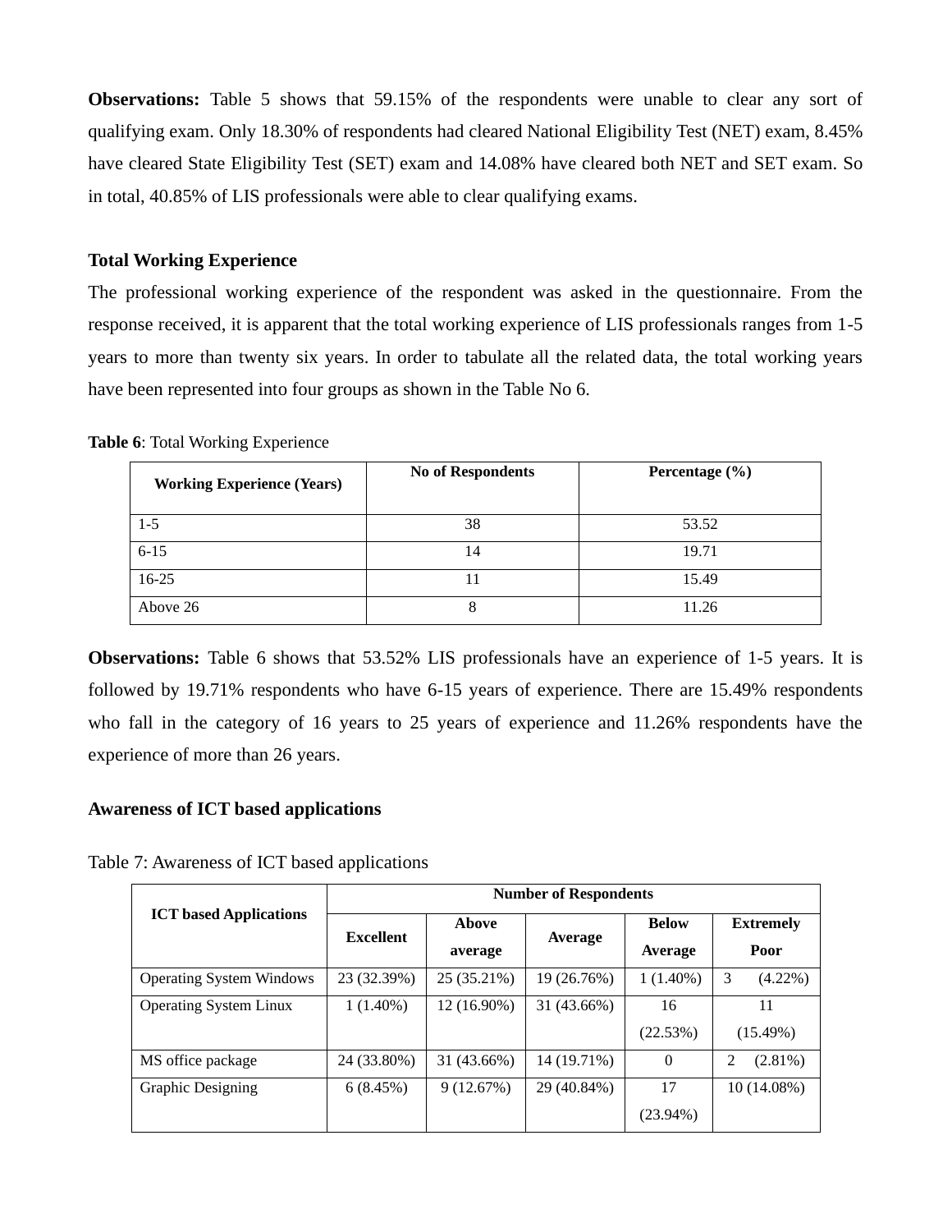**Observations:** Table 5 shows that 59.15% of the respondents were unable to clear any sort of qualifying exam. Only 18.30% of respondents had cleared National Eligibility Test (NET) exam, 8.45% have cleared State Eligibility Test (SET) exam and 14.08% have cleared both NET and SET exam. So in total, 40.85% of LIS professionals were able to clear qualifying exams.

### Total Working Experience

The professional working experience of the respondent was asked in the questionnaire. From the response received, it is apparent that the total working experience of LIS professionals ranges from 1-5 years to more than twenty six years. In order to tabulate all the related data, the total working years have been represented into four groups as shown in the Table No 6.

**Table 6**: Total Working Experience

| Working Experience (Years) | No of Respondents | Percentage (%) |
|---|---|---|
| 1-5 | 38 | 53.52 |
| 6-15 | 14 | 19.71 |
| 16-25 | 11 | 15.49 |
| Above 26 | 8 | 11.26 |

**Observations:** Table 6 shows that 53.52% LIS professionals have an experience of 1-5 years. It is followed by 19.71% respondents who have 6-15 years of experience. There are 15.49% respondents who fall in the category of 16 years to 25 years of experience and 11.26% respondents have the experience of more than 26 years.

### Awareness of ICT based applications

Table 7: Awareness of ICT based applications

| ICT based Applications | Number of Respondents | | | | |
|---|---|---|---|---|---|
| | Excellent | Above average | Average | Below Average | Extremely Poor |
| Operating System Windows | 23 (32.39%) | 25 (35.21%) | 19 (26.76%) | 1 (1.40%) | 3 (4.22%) |
| Operating System Linux | 1 (1.40%) | 12 (16.90%) | 31 (43.66%) | 16 (22.53%) | 11 (15.49%) |
| MS office package | 24 (33.80%) | 31 (43.66%) | 14 (19.71%) | 0 | 2 (2.81%) |
| Graphic Designing | 6 (8.45%) | 9 (12.67%) | 29 (40.84%) | 17 (23.94%) | 10 (14.08%) |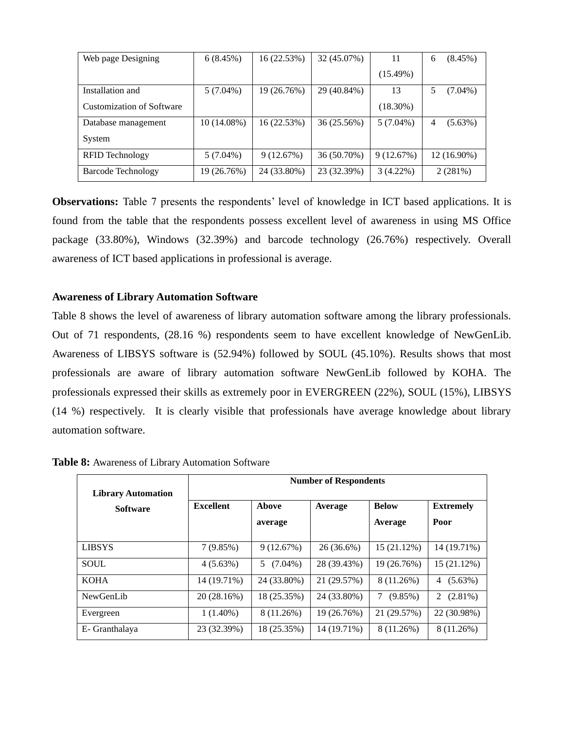| Web page Designing | 6 (8.45%) | 16 (22.53%) | 32 (45.07%) | 11 (15.49%) | 6 (8.45%) |
|---|---|---|---|---|---|
| Installation and Customization of Software | 5 (7.04%) | 19 (26.76%) | 29 (40.84%) | 13 (18.30%) | 5 (7.04%) |
| Database management System | 10 (14.08%) | 16 (22.53%) | 36 (25.56%) | 5 (7.04%) | 4 (5.63%) |
| RFID Technology | 5 (7.04%) | 9 (12.67%) | 36 (50.70%) | 9 (12.67%) | 12 (16.90%) |
| Barcode Technology | 19 (26.76%) | 24 (33.80%) | 23 (32.39%) | 3 (4.22%) | 2 (281%) |

**Observations:** Table 7 presents the respondents' level of knowledge in ICT based applications. It is found from the table that the respondents possess excellent level of awareness in using MS Office package (33.80%), Windows (32.39%) and barcode technology (26.76%) respectively. Overall awareness of ICT based applications in professional is average.

### Awareness of Library Automation Software

Table 8 shows the level of awareness of library automation software among the library professionals. Out of 71 respondents, (28.16 %) respondents seem to have excellent knowledge of NewGenLib. Awareness of LIBSYS software is (52.94%) followed by SOUL (45.10%). Results shows that most professionals are aware of library automation software NewGenLib followed by KOHA. The professionals expressed their skills as extremely poor in EVERGREEN (22%), SOUL (15%), LIBSYS (14 %) respectively. It is clearly visible that professionals have average knowledge about library automation software.

**Table 8:** Awareness of Library Automation Software

| Library Automation Software | Number of Respondents | | | | |
|---|---|---|---|---|---|
| | **Excellent** | **Above average** | **Average** | **Below Average** | **Extremely Poor** |
| LIBSYS | 7 (9.85%) | 9 (12.67%) | 26 (36.6%) | 15 (21.12%) | 14 (19.71%) |
| SOUL | 4 (5.63%) | 5 (7.04%) | 28 (39.43%) | 19 (26.76%) | 15 (21.12%) |
| KOHA | 14 (19.71%) | 24 (33.80%) | 21 (29.57%) | 8 (11.26%) | 4 (5.63%) |
| NewGenLib | 20 (28.16%) | 18 (25.35%) | 24 (33.80%) | 7 (9.85%) | 2 (2.81%) |
| Evergreen | 1 (1.40%) | 8 (11.26%) | 19 (26.76%) | 21 (29.57%) | 22 (30.98%) |
| E- Granthalaya | 23 (32.39%) | 18 (25.35%) | 14 (19.71%) | 8 (11.26%) | 8 (11.26%) |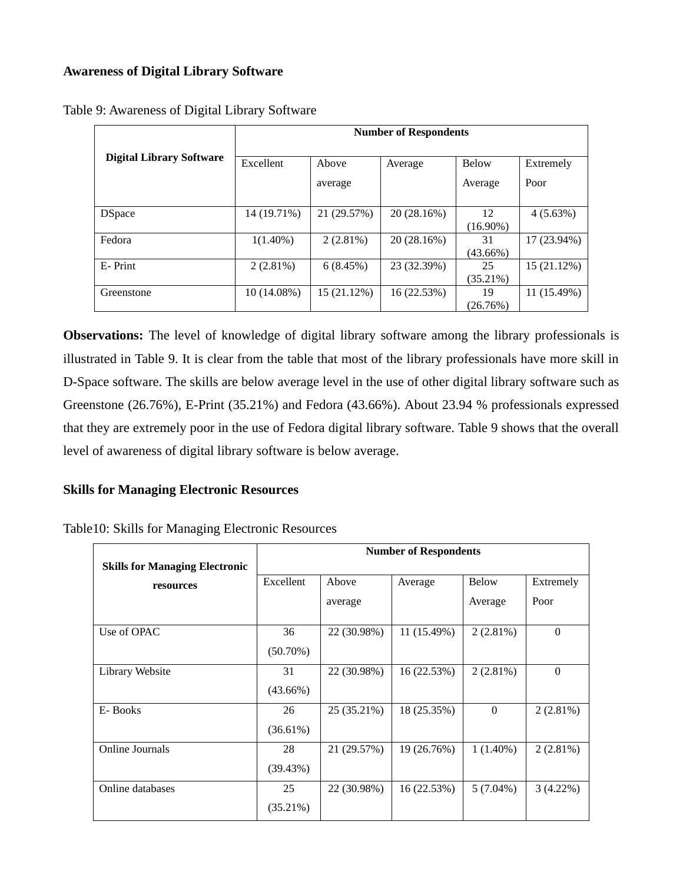### Awareness of Digital Library Software

Table 9: Awareness of Digital Library Software

| Digital Library Software | Number of Respondents | | | | |
|---|---|---|---|---|---|
| | Excellent | Above average | Average | Below Average | Extremely Poor |
| DSpace | 14 (19.71%) | 21 (29.57%) | 20 (28.16%) | 12 (16.90%) | 4 (5.63%) |
| Fedora | 1(1.40%) | 2 (2.81%) | 20 (28.16%) | 31 (43.66%) | 17 (23.94%) |
| E- Print | 2 (2.81%) | 6 (8.45%) | 23 (32.39%) | 25 (35.21%) | 15 (21.12%) |
| Greenstone | 10 (14.08%) | 15 (21.12%) | 16 (22.53%) | 19 (26.76%) | 11 (15.49%) |

**Observations:** The level of knowledge of digital library software among the library professionals is illustrated in Table 9. It is clear from the table that most of the library professionals have more skill in D-Space software. The skills are below average level in the use of other digital library software such as Greenstone (26.76%), E-Print (35.21%) and Fedora (43.66%). About 23.94 % professionals expressed that they are extremely poor in the use of Fedora digital library software. Table 9 shows that the overall level of awareness of digital library software is below average.

### Skills for Managing Electronic Resources

Table10: Skills for Managing Electronic Resources

| Skills for Managing Electronic resources | Number of Respondents | | | | |
|---|---|---|---|---|---|
| | Excellent | Above average | Average | Below Average | Extremely Poor |
| Use of OPAC | 36 (50.70%) | 22 (30.98%) | 11 (15.49%) | 2 (2.81%) | 0 |
| Library Website | 31 (43.66%) | 22 (30.98%) | 16 (22.53%) | 2 (2.81%) | 0 |
| E- Books | 26 (36.61%) | 25 (35.21%) | 18 (25.35%) | 0 | 2 (2.81%) |
| Online Journals | 28 (39.43%) | 21 (29.57%) | 19 (26.76%) | 1 (1.40%) | 2 (2.81%) |
| Online databases | 25 (35.21%) | 22 (30.98%) | 16 (22.53%) | 5 (7.04%) | 3 (4.22%) |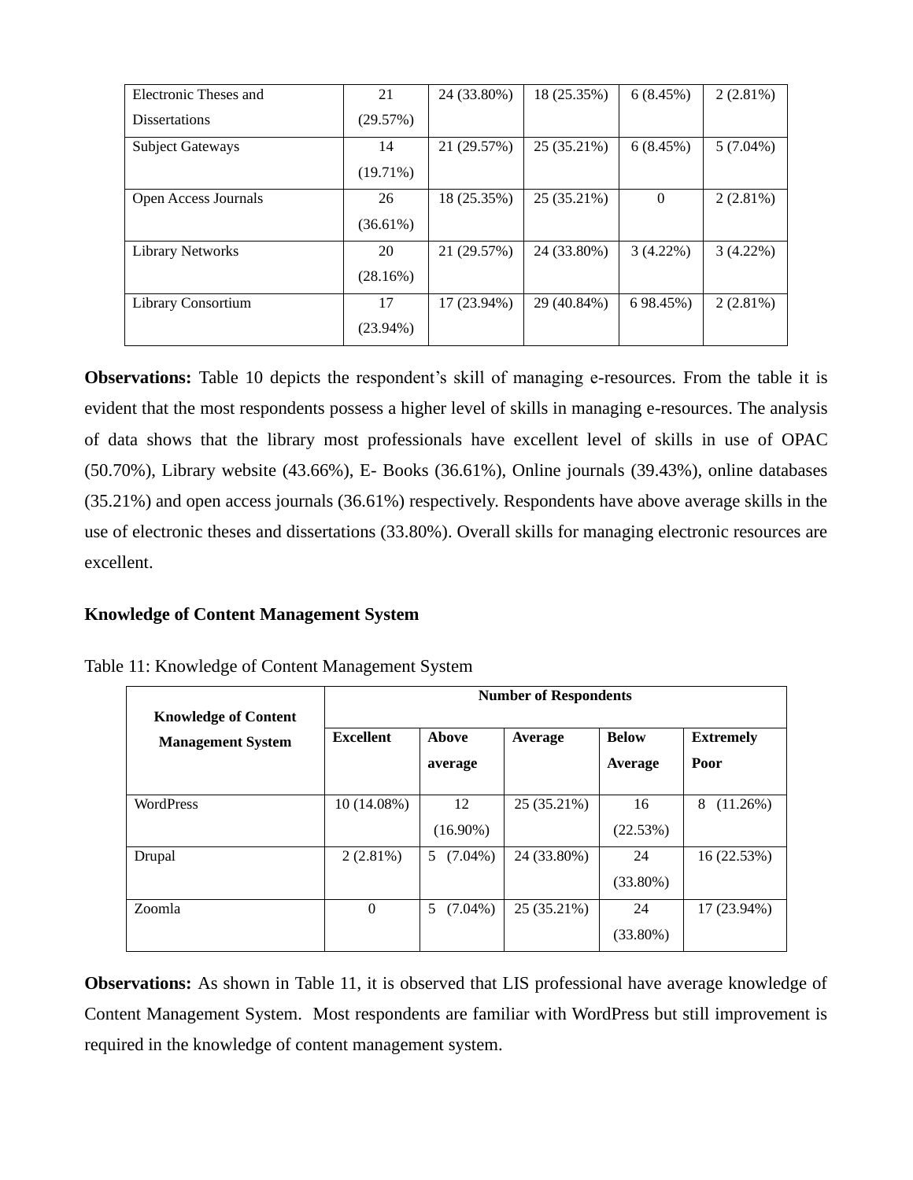| | | | | | |
|---|---|---|---|---|---|
| Electronic Theses and Dissertations | 21 (29.57%) | 24 (33.80%) | 18 (25.35%) | 6 (8.45%) | 2 (2.81%) |
| Subject Gateways | 14 (19.71%) | 21 (29.57%) | 25 (35.21%) | 6 (8.45%) | 5 (7.04%) |
| Open Access Journals | 26 (36.61%) | 18 (25.35%) | 25 (35.21%) | 0 | 2 (2.81%) |
| Library Networks | 20 (28.16%) | 21 (29.57%) | 24 (33.80%) | 3 (4.22%) | 3 (4.22%) |
| Library Consortium | 17 (23.94%) | 17 (23.94%) | 29 (40.84%) | 6 98.45%) | 2 (2.81%) |

**Observations:** Table 10 depicts the respondent's skill of managing e-resources. From the table it is evident that the most respondents possess a higher level of skills in managing e-resources. The analysis of data shows that the library most professionals have excellent level of skills in use of OPAC (50.70%), Library website (43.66%), E- Books (36.61%), Online journals (39.43%), online databases (35.21%) and open access journals (36.61%) respectively. Respondents have above average skills in the use of electronic theses and dissertations (33.80%). Overall skills for managing electronic resources are excellent.

**Knowledge of Content Management System**

Table 11: Knowledge of Content Management System

| Knowledge of Content Management System | Number of Respondents | | | | |
|---|---|---|---|---|---|
| | **Excellent** | **Above average** | **Average** | **Below Average** | **Extremely Poor** |
| WordPress | 10 (14.08%) | 12 (16.90%) | 25 (35.21%) | 16 (22.53%) | 8 (11.26%) |
| Drupal | 2 (2.81%) | 5 (7.04%) | 24 (33.80%) | 24 (33.80%) | 16 (22.53%) |
| Zoomla | 0 | 5 (7.04%) | 25 (35.21%) | 24 (33.80%) | 17 (23.94%) |

**Observations:** As shown in Table 11, it is observed that LIS professional have average knowledge of Content Management System. Most respondents are familiar with WordPress but still improvement is required in the knowledge of content management system.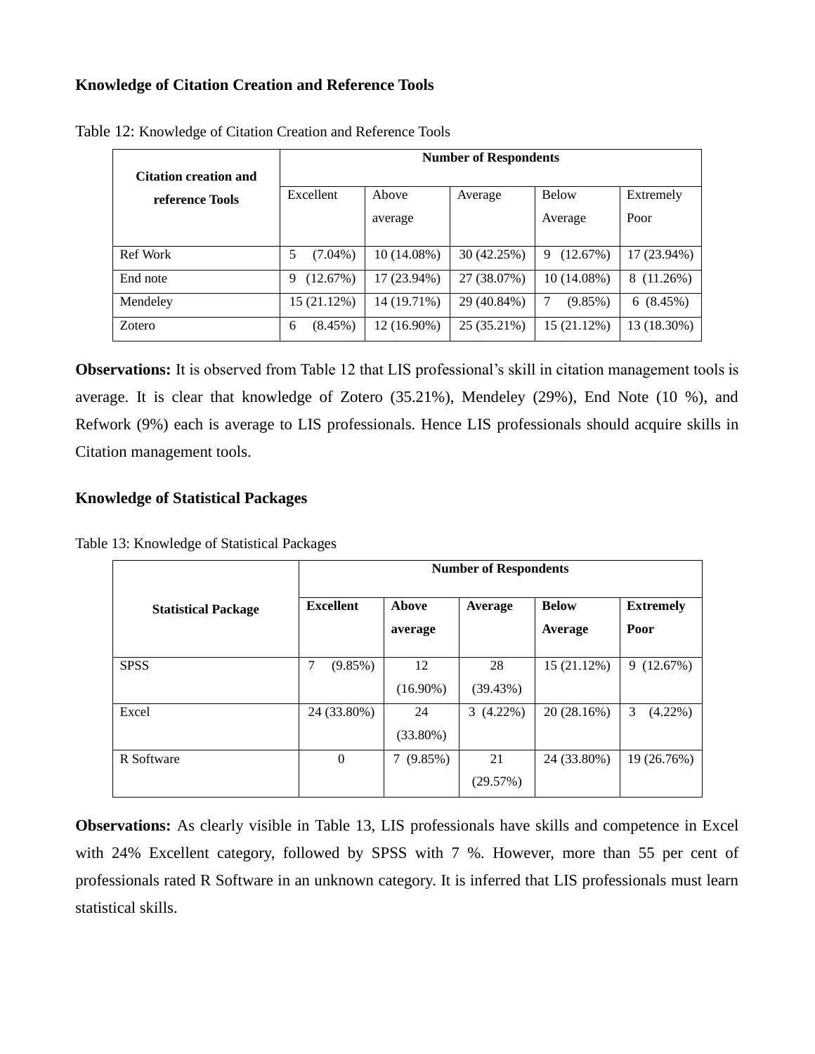### Knowledge of Citation Creation and Reference Tools

Table 12: Knowledge of Citation Creation and Reference Tools

| Citation creation and reference Tools | Number of Respondents | | | | |
|---|---|---|---|---|---|
| | Excellent | Above average | Average | Below Average | Extremely Poor |
| Ref Work | 5 (7.04%) | 10 (14.08%) | 30 (42.25%) | 9 (12.67%) | 17 (23.94%) |
| End note | 9 (12.67%) | 17 (23.94%) | 27 (38.07%) | 10 (14.08%) | 8 (11.26%) |
| Mendeley | 15 (21.12%) | 14 (19.71%) | 29 (40.84%) | 7 (9.85%) | 6 (8.45%) |
| Zotero | 6 (8.45%) | 12 (16.90%) | 25 (35.21%) | 15 (21.12%) | 13 (18.30%) |

**Observations:** It is observed from Table 12 that LIS professional's skill in citation management tools is average. It is clear that knowledge of Zotero (35.21%), Mendeley (29%), End Note (10 %), and Refwork (9%) each is average to LIS professionals. Hence LIS professionals should acquire skills in Citation management tools.

### Knowledge of Statistical Packages

Table 13: Knowledge of Statistical Packages

| Statistical Package | Number of Respondents | | | | |
|---|---|---|---|---|---|
| | **Excellent** | **Above average** | **Average** | **Below Average** | **Extremely Poor** |
| SPSS | 7 (9.85%) | 12 (16.90%) | 28 (39.43%) | 15 (21.12%) | 9 (12.67%) |
| Excel | 24 (33.80%) | 24 (33.80%) | 3 (4.22%) | 20 (28.16%) | 3 (4.22%) |
| R Software | 0 | 7 (9.85%) | 21 (29.57%) | 24 (33.80%) | 19 (26.76%) |

**Observations:** As clearly visible in Table 13, LIS professionals have skills and competence in Excel with 24% Excellent category, followed by SPSS with 7 %. However, more than 55 per cent of professionals rated R Software in an unknown category. It is inferred that LIS professionals must learn statistical skills.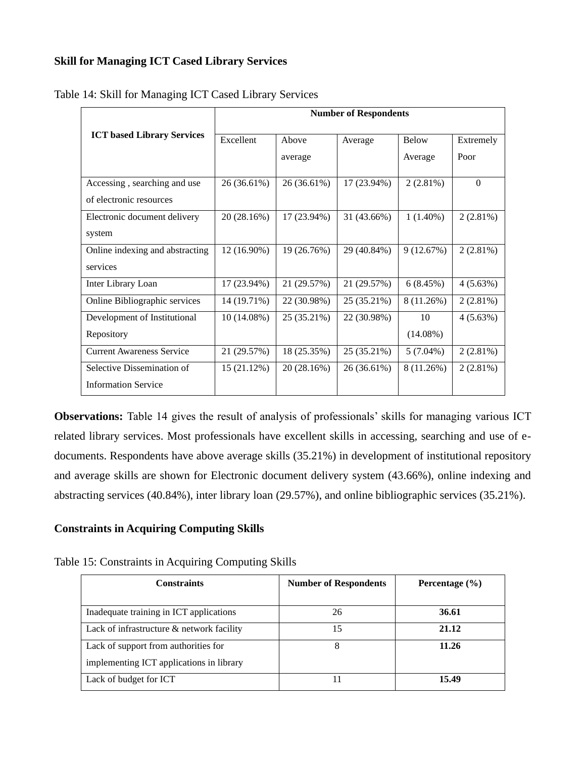### Skill for Managing ICT Cased Library Services

Table 14: Skill for Managing ICT Cased Library Services

| ICT based Library Services | Number of Respondents | | | | |
|---|---|---|---|---|---|
| | Excellent | Above average | Average | Below Average | Extremely Poor |
| Accessing , searching and use of electronic resources | 26 (36.61%) | 26 (36.61%) | 17 (23.94%) | 2 (2.81%) | 0 |
| Electronic document delivery system | 20 (28.16%) | 17 (23.94%) | 31 (43.66%) | 1 (1.40%) | 2 (2.81%) |
| Online indexing and abstracting services | 12 (16.90%) | 19 (26.76%) | 29 (40.84%) | 9 (12.67%) | 2 (2.81%) |
| Inter Library Loan | 17 (23.94%) | 21 (29.57%) | 21 (29.57%) | 6 (8.45%) | 4 (5.63%) |
| Online Bibliographic services | 14 (19.71%) | 22 (30.98%) | 25 (35.21%) | 8 (11.26%) | 2 (2.81%) |
| Development of Institutional Repository | 10 (14.08%) | 25 (35.21%) | 22 (30.98%) | 10 (14.08%) | 4 (5.63%) |
| Current Awareness Service | 21 (29.57%) | 18 (25.35%) | 25 (35.21%) | 5 (7.04%) | 2 (2.81%) |
| Selective Dissemination of Information Service | 15 (21.12%) | 20 (28.16%) | 26 (36.61%) | 8 (11.26%) | 2 (2.81%) |

**Observations:** Table 14 gives the result of analysis of professionals' skills for managing various ICT related library services. Most professionals have excellent skills in accessing, searching and use of e-documents. Respondents have above average skills (35.21%) in development of institutional repository and average skills are shown for Electronic document delivery system (43.66%), online indexing and abstracting services (40.84%), inter library loan (29.57%), and online bibliographic services (35.21%).

### Constraints in Acquiring Computing Skills

Table 15: Constraints in Acquiring Computing Skills

| Constraints | Number of Respondents | Percentage (%) |
|---|---|---|
| Inadequate training in ICT applications | 26 | **36.61** |
| Lack of infrastructure & network facility | 15 | **21.12** |
| Lack of support from authorities for implementing ICT applications in library | 8 | **11.26** |
| Lack of budget for ICT | 11 | **15.49** |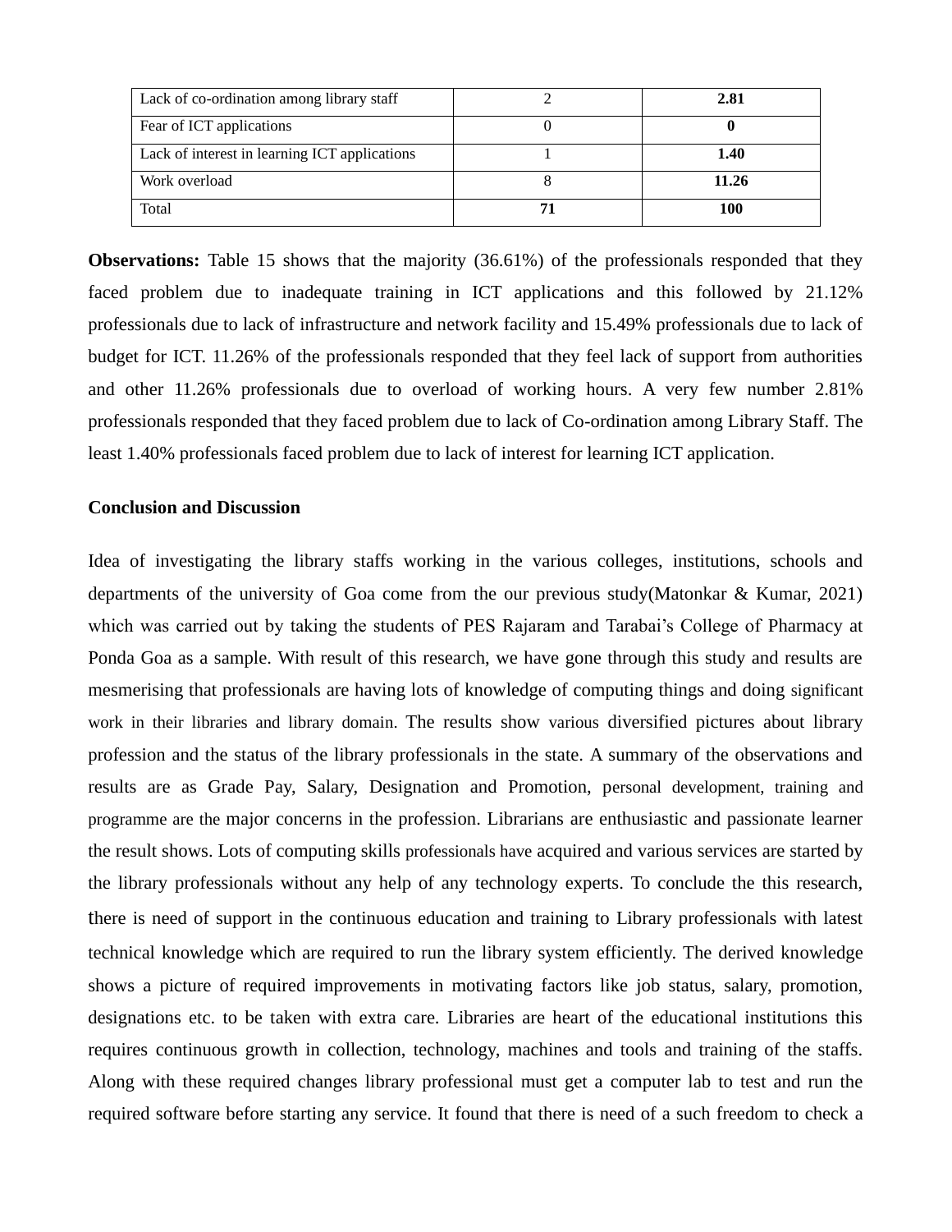| Lack of co-ordination among library staff | 2 | **2.81** |
|---|---|---|
| Fear of ICT applications | 0 | **0** |
| Lack of interest in learning ICT applications | 1 | **1.40** |
| Work overload | 8 | **11.26** |
| Total | **71** | **100** |

**Observations:** Table 15 shows that the majority (36.61%) of the professionals responded that they faced problem due to inadequate training in ICT applications and this followed by 21.12% professionals due to lack of infrastructure and network facility and 15.49% professionals due to lack of budget for ICT. 11.26% of the professionals responded that they feel lack of support from authorities and other 11.26% professionals due to overload of working hours. A very few number 2.81% professionals responded that they faced problem due to lack of Co-ordination among Library Staff. The least 1.40% professionals faced problem due to lack of interest for learning ICT application.

**Conclusion and Discussion**

Idea of investigating the library staffs working in the various colleges, institutions, schools and departments of the university of Goa come from the our previous study(Matonkar & Kumar, 2021) which was carried out by taking the students of PES Rajaram and Tarabai's College of Pharmacy at Ponda Goa as a sample. With result of this research, we have gone through this study and results are mesmerising that professionals are having lots of knowledge of computing things and doing significant work in their libraries and library domain. The results show various diversified pictures about library profession and the status of the library professionals in the state. A summary of the observations and results are as Grade Pay, Salary, Designation and Promotion, personal development, training and programme are the major concerns in the profession. Librarians are enthusiastic and passionate learner the result shows. Lots of computing skills professionals have acquired and various services are started by the library professionals without any help of any technology experts. To conclude the this research, there is need of support in the continuous education and training to Library professionals with latest technical knowledge which are required to run the library system efficiently. The derived knowledge shows a picture of required improvements in motivating factors like job status, salary, promotion, designations etc. to be taken with extra care. Libraries are heart of the educational institutions this requires continuous growth in collection, technology, machines and tools and training of the staffs. Along with these required changes library professional must get a computer lab to test and run the required software before starting any service. It found that there is need of a such freedom to check a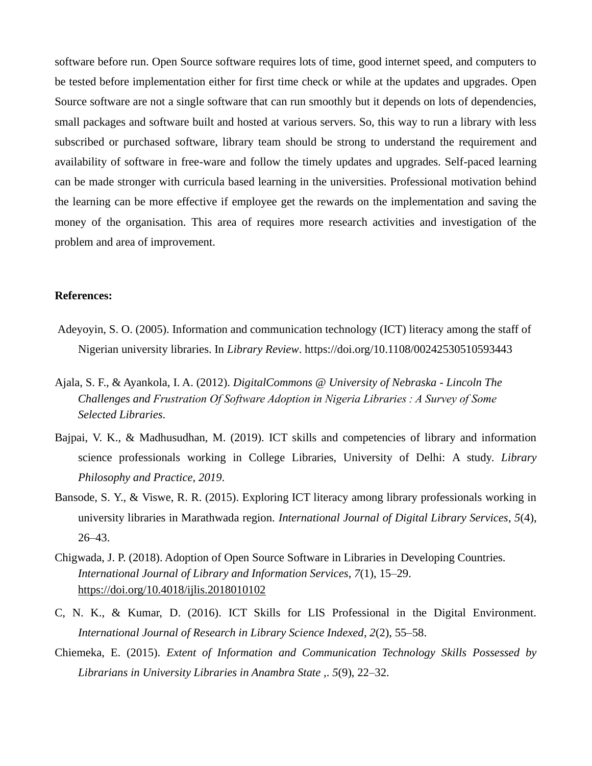software before run. Open Source software requires lots of time, good internet speed, and computers to be tested before implementation either for first time check or while at the updates and upgrades. Open Source software are not a single software that can run smoothly but it depends on lots of dependencies, small packages and software built and hosted at various servers. So, this way to run a library with less subscribed or purchased software, library team should be strong to understand the requirement and availability of software in free-ware and follow the timely updates and upgrades. Self-paced learning can be made stronger with curricula based learning in the universities. Professional motivation behind the learning can be more effective if employee get the rewards on the implementation and saving the money of the organisation. This area of requires more research activities and investigation of the problem and area of improvement.

**References:**

Adeyoyin, S. O. (2005). Information and communication technology (ICT) literacy among the staff of Nigerian university libraries. In *Library Review*. https://doi.org/10.1108/00242530510593443

Ajala, S. F., & Ayankola, I. A. (2012). *DigitalCommons @ University of Nebraska - Lincoln The Challenges and Frustration Of Software Adoption in Nigeria Libraries : A Survey of Some Selected Libraries*.

Bajpai, V. K., & Madhusudhan, M. (2019). ICT skills and competencies of library and information science professionals working in College Libraries, University of Delhi: A study. *Library Philosophy and Practice*, *2019*.

Bansode, S. Y., & Viswe, R. R. (2015). Exploring ICT literacy among library professionals working in university libraries in Marathwada region. *International Journal of Digital Library Services*, *5*(4), 26–43.

Chigwada, J. P. (2018). Adoption of Open Source Software in Libraries in Developing Countries. *International Journal of Library and Information Services*, *7*(1), 15–29. https://doi.org/10.4018/ijlis.2018010102

C, N. K., & Kumar, D. (2016). ICT Skills for LIS Professional in the Digital Environment. *International Journal of Research in Library Science Indexed*, *2*(2), 55–58.

Chiemeka, E. (2015). *Extent of Information and Communication Technology Skills Possessed by Librarians in University Libraries in Anambra State ,*. *5*(9), 22–32.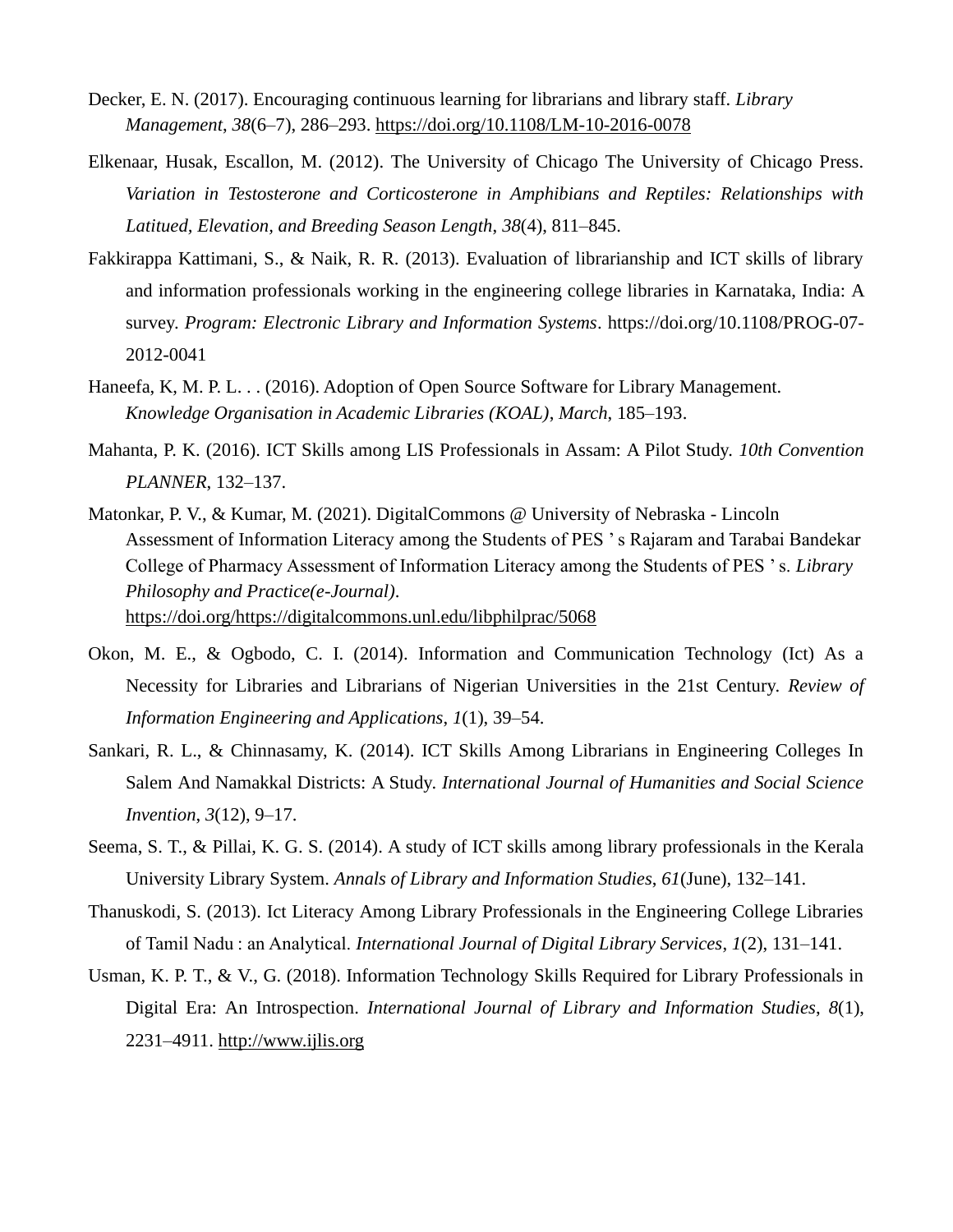Decker, E. N. (2017). Encouraging continuous learning for librarians and library staff. *Library Management*, *38*(6–7), 286–293. https://doi.org/10.1108/LM-10-2016-0078

Elkenaar, Husak, Escallon, M. (2012). The University of Chicago The University of Chicago Press. *Variation in Testosterone and Corticosterone in Amphibians and Reptiles: Relationships with Latitued, Elevation, and Breeding Season Length*, *38*(4), 811–845.

Fakkirappa Kattimani, S., & Naik, R. R. (2013). Evaluation of librarianship and ICT skills of library and information professionals working in the engineering college libraries in Karnataka, India: A survey. *Program: Electronic Library and Information Systems*. https://doi.org/10.1108/PROG-07-2012-0041

Haneefa, K, M. P. L. . . (2016). Adoption of Open Source Software for Library Management. *Knowledge Organisation in Academic Libraries (KOAL), March*, 185–193.

Mahanta, P. K. (2016). ICT Skills among LIS Professionals in Assam: A Pilot Study. *10th Convention PLANNER*, 132–137.

Matonkar, P. V., & Kumar, M. (2021). DigitalCommons @ University of Nebraska - Lincoln Assessment of Information Literacy among the Students of PES ' s Rajaram and Tarabai Bandekar College of Pharmacy Assessment of Information Literacy among the Students of PES ' s. *Library Philosophy and Practice(e-Journal)*. https://doi.org/https://digitalcommons.unl.edu/libphilprac/5068

Okon, M. E., & Ogbodo, C. I. (2014). Information and Communication Technology (Ict) As a Necessity for Libraries and Librarians of Nigerian Universities in the 21st Century. *Review of Information Engineering and Applications*, *1*(1), 39–54.

Sankari, R. L., & Chinnasamy, K. (2014). ICT Skills Among Librarians in Engineering Colleges In Salem And Namakkal Districts: A Study. *International Journal of Humanities and Social Science Invention*, *3*(12), 9–17.

Seema, S. T., & Pillai, K. G. S. (2014). A study of ICT skills among library professionals in the Kerala University Library System. *Annals of Library and Information Studies*, *61*(June), 132–141.

Thanuskodi, S. (2013). Ict Literacy Among Library Professionals in the Engineering College Libraries of Tamil Nadu : an Analytical. *International Journal of Digital Library Services*, *1*(2), 131–141.

Usman, K. P. T., & V., G. (2018). Information Technology Skills Required for Library Professionals in Digital Era: An Introspection. *International Journal of Library and Information Studies*, *8*(1), 2231–4911. http://www.ijlis.org